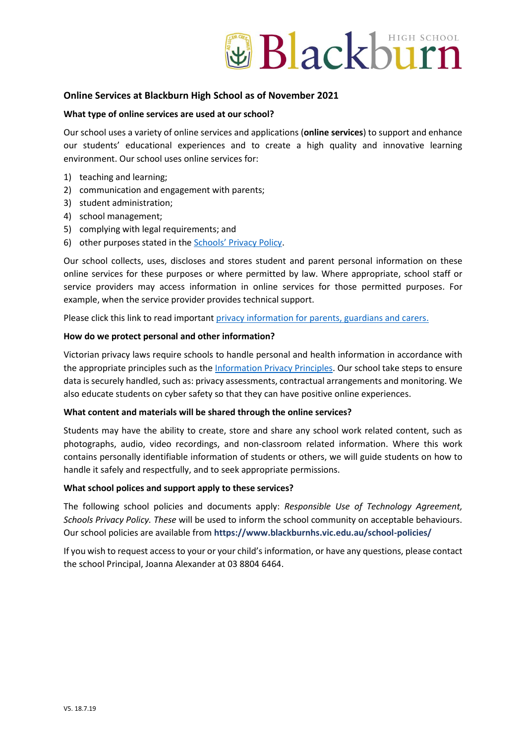## Online Services at Blackburn High School as of November 2021

### What type of online services are used at our school?

Our school uses a variety of online services and applications (**online services**) to support and enhance our students' educational experiences and to create a high quality and innovative learning environment. Our school uses online services for:

1) teaching and learning;
2) communication and engagement with parents;
3) student administration;
4) school management;
5) complying with legal requirements; and
6) other purposes stated in the Schools' Privacy Policy.

Our school collects, uses, discloses and stores student and parent personal information on these online services for these purposes or where permitted by law. Where appropriate, school staff or service providers may access information in online services for those permitted purposes. For example, when the service provider provides technical support.

Please click this link to read important privacy information for parents, guardians and carers.

### How do we protect personal and other information?

Victorian privacy laws require schools to handle personal and health information in accordance with the appropriate principles such as the Information Privacy Principles. Our school take steps to ensure data is securely handled, such as: privacy assessments, contractual arrangements and monitoring. We also educate students on cyber safety so that they can have positive online experiences.

### What content and materials will be shared through the online services?

Students may have the ability to create, store and share any school work related content, such as photographs, audio, video recordings, and non-classroom related information. Where this work contains personally identifiable information of students or others, we will guide students on how to handle it safely and respectfully, and to seek appropriate permissions.

### What school polices and support apply to these services?

The following school policies and documents apply: *Responsible Use of Technology Agreement, Schools Privacy Policy. These* will be used to inform the school community on acceptable behaviours. Our school policies are available from **https://www.blackburnhs.vic.edu.au/school-policies/**

If you wish to request access to your or your child's information, or have any questions, please contact the school Principal, Joanna Alexander at 03 8804 6464.

V5. 18.7.19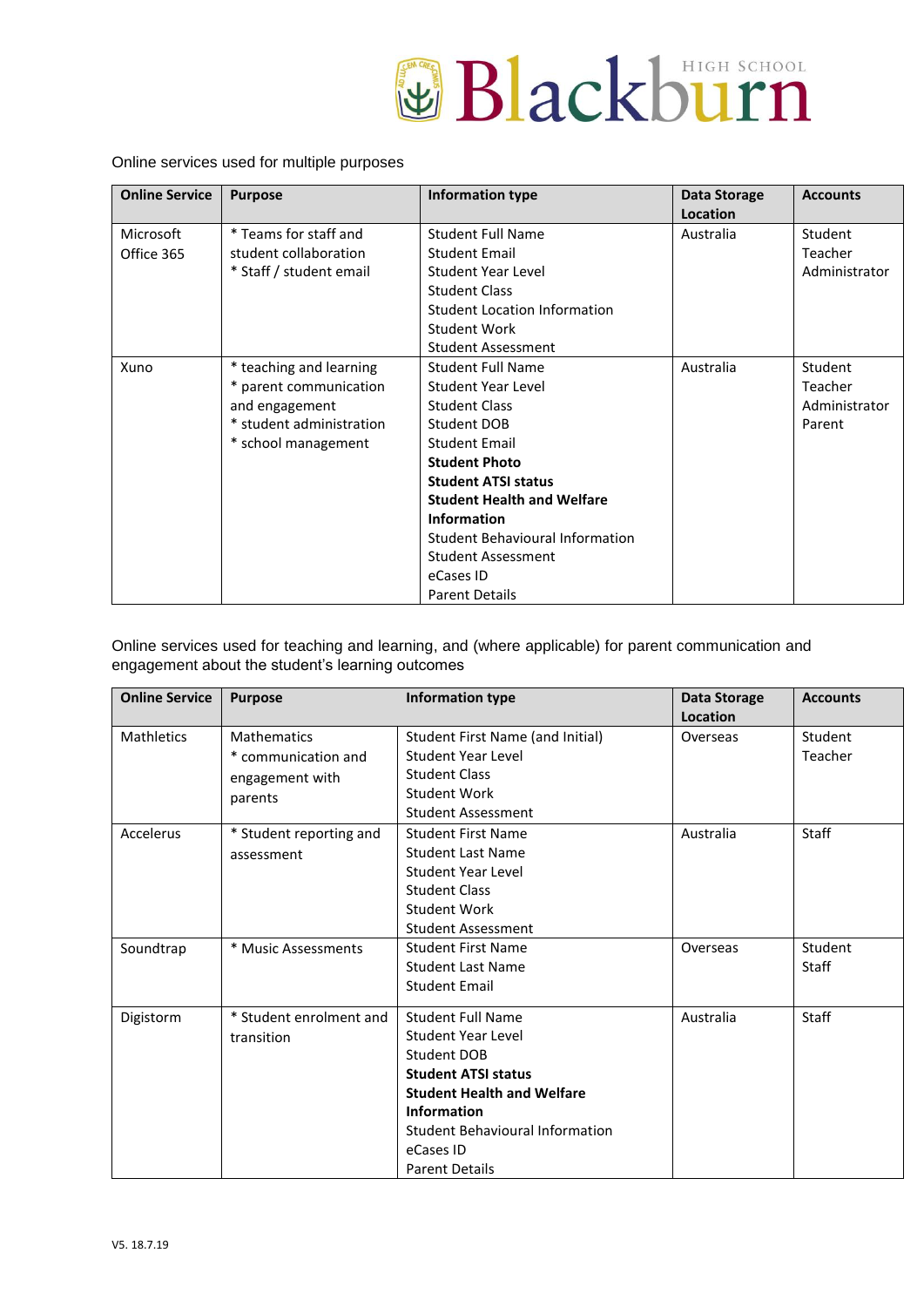Online services used for multiple purposes

| Online Service | Purpose | Information type | Data Storage Location | Accounts |
|---|---|---|---|---|
| Microsoft Office 365 | * Teams for staff and student collaboration<br>* Staff / student email | Student Full Name<br>Student Email<br>Student Year Level<br>Student Class<br>Student Location Information<br>Student Work<br>Student Assessment | Australia | Student<br>Teacher<br>Administrator |
| Xuno | * teaching and learning<br>* parent communication and engagement<br>* student administration<br>* school management | Student Full Name<br>Student Year Level<br>Student Class<br>Student DOB<br>Student Email<br>**Student Photo**<br>**Student ATSI status**<br>**Student Health and Welfare Information**<br>Student Behavioural Information<br>Student Assessment<br>eCases ID<br>Parent Details | Australia | Student<br>Teacher<br>Administrator<br>Parent |

Online services used for teaching and learning, and (where applicable) for parent communication and engagement about the student's learning outcomes

| Online Service | Purpose | Information type | Data Storage Location | Accounts |
|---|---|---|---|---|
| Mathletics | Mathematics<br>* communication and engagement with parents | Student First Name (and Initial)<br>Student Year Level<br>Student Class<br>Student Work<br>Student Assessment | Overseas | Student<br>Teacher |
| Accelerus | * Student reporting and assessment | Student First Name<br>Student Last Name<br>Student Year Level<br>Student Class<br>Student Work<br>Student Assessment | Australia | Staff |
| Soundtrap | * Music Assessments | Student First Name<br>Student Last Name<br>Student Email | Overseas | Student<br>Staff |
| Digistorm | * Student enrolment and transition | Student Full Name<br>Student Year Level<br>Student DOB<br>**Student ATSI status**<br>**Student Health and Welfare Information**<br>Student Behavioural Information<br>eCases ID<br>Parent Details | Australia | Staff |

V5. 18.7.19